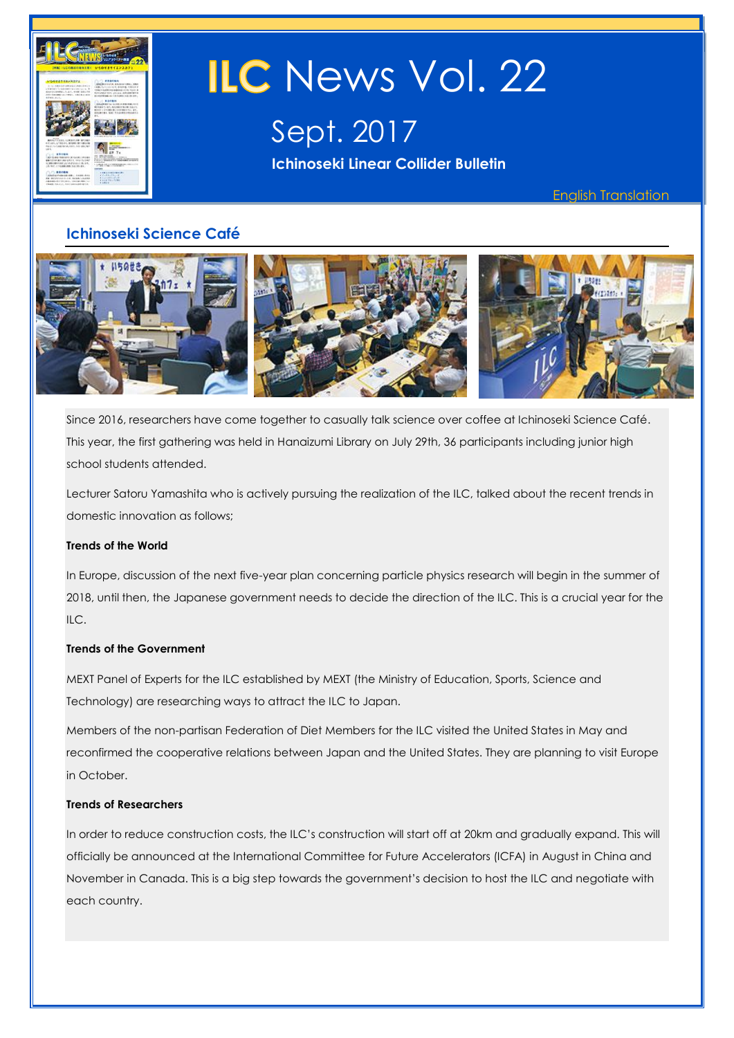# ILC News Vol. 22

## Sept. 2017

**Ichinoseki Linear Collider Bulletin**

English Translation

## Ichinoseki Science Café

Since 2016, researchers have come together to casually talk science over coffee at Ichinoseki Science Café. This year, the first gathering was held in Hanaizumi Library on July 29th, 36 participants including junior high school students attended.

Lecturer Satoru Yamashita who is actively pursuing the realization of the ILC, talked about the recent trends in domestic innovation as follows;

**Trends of the World**

In Europe, discussion of the next five-year plan concerning particle physics research will begin in the summer of 2018, until then, the Japanese government needs to decide the direction of the ILC. This is a crucial year for the ILC.

**Trends of the Government**

MEXT Panel of Experts for the ILC established by MEXT (the Ministry of Education, Sports, Science and Technology) are researching ways to attract the ILC to Japan.

Members of the non-partisan Federation of Diet Members for the ILC visited the United States in May and reconfirmed the cooperative relations between Japan and the United States. They are planning to visit Europe in October.

**Trends of Researchers**

In order to reduce construction costs, the ILC's construction will start off at 20km and gradually expand. This will officially be announced at the International Committee for Future Accelerators (ICFA) in August in China and November in Canada. This is a big step towards the government's decision to host the ILC and negotiate with each country.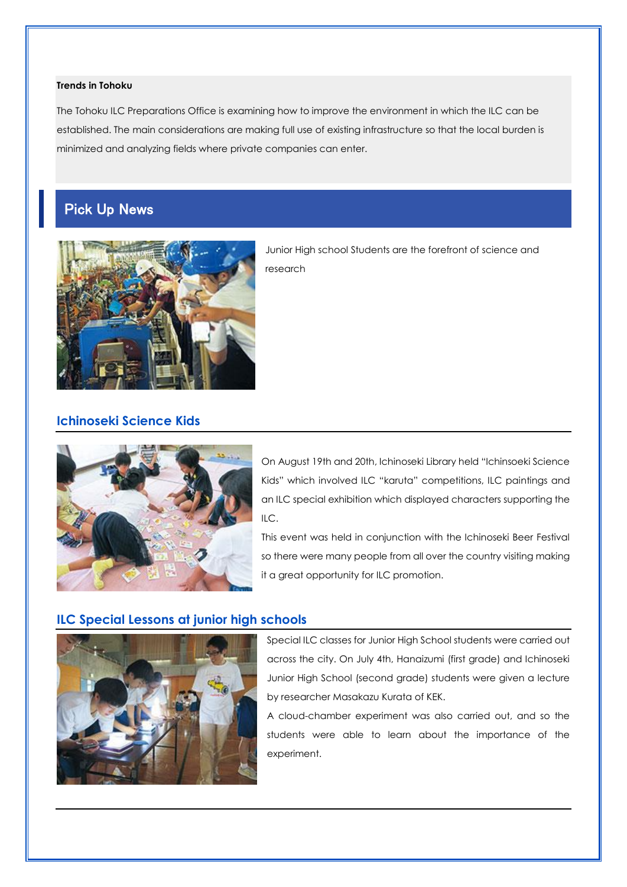**Trends in Tohoku**

The Tohoku ILC Preparations Office is examining how to improve the environment in which the ILC can be established. The main considerations are making full use of existing infrastructure so that the local burden is minimized and analyzing fields where private companies can enter.

## Pick Up News

Junior High school Students are the forefront of science and research

### Ichinoseki Science Kids

On August 19th and 20th, Ichinoseki Library held "Ichinsoeki Science Kids" which involved ILC "karuta" competitions, ILC paintings and an ILC special exhibition which displayed characters supporting the ILC.

This event was held in conjunction with the Ichinoseki Beer Festival so there were many people from all over the country visiting making it a great opportunity for ILC promotion.

### ILC Special Lessons at junior high schools

Special ILC classes for Junior High School students were carried out across the city. On July 4th, Hanaizumi (first grade) and Ichinoseki Junior High School (second grade) students were given a lecture by researcher Masakazu Kurata of KEK.

A cloud-chamber experiment was also carried out, and so the students were able to learn about the importance of the experiment.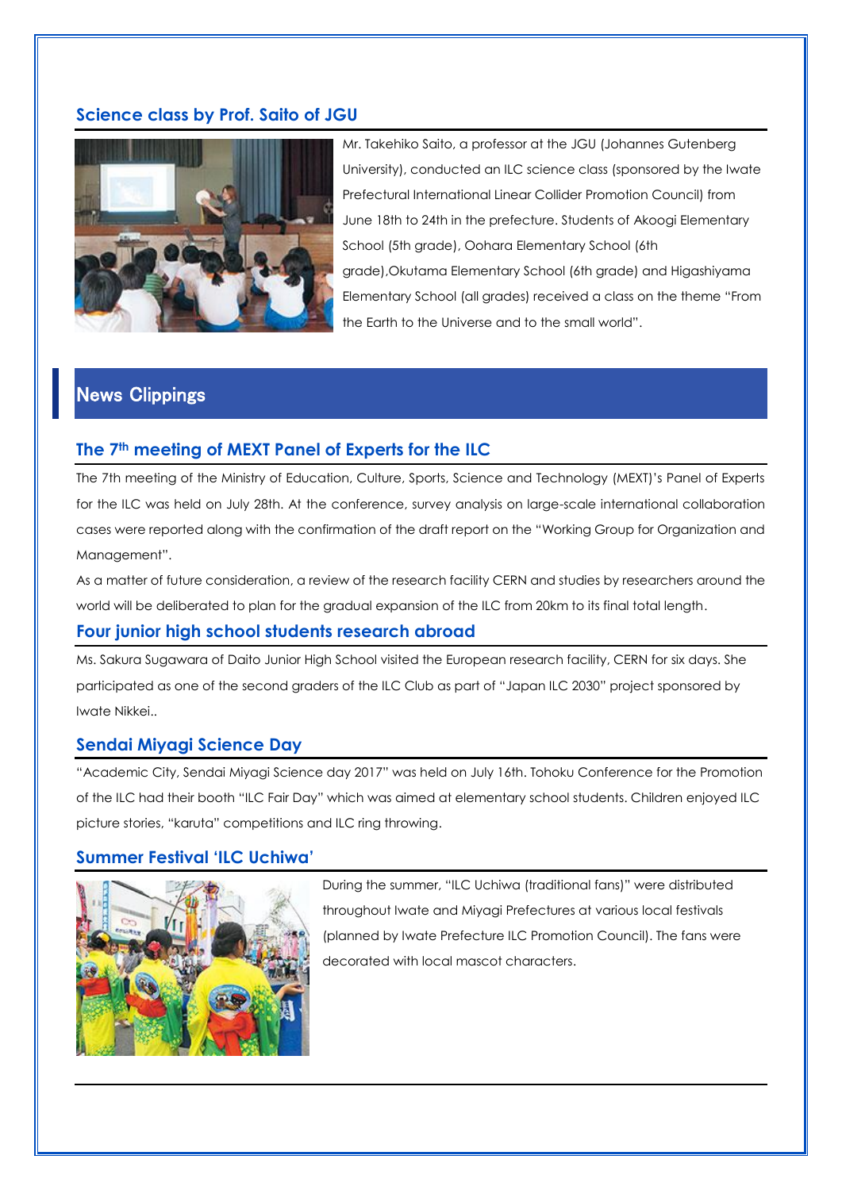### Science class by Prof. Saito of JGU

Mr. Takehiko Saito, a professor at the JGU (Johannes Gutenberg University), conducted an ILC science class (sponsored by the Iwate Prefectural International Linear Collider Promotion Council) from June 18th to 24th in the prefecture. Students of Akoogi Elementary School (5th grade), Oohara Elementary School (6th grade),Okutama Elementary School (6th grade) and Higashiyama Elementary School (all grades) received a class on the theme "From the Earth to the Universe and to the small world".

## News Clippings

### The 7th meeting of MEXT Panel of Experts for the ILC

The 7th meeting of the Ministry of Education, Culture, Sports, Science and Technology (MEXT)'s Panel of Experts for the ILC was held on July 28th. At the conference, survey analysis on large-scale international collaboration cases were reported along with the confirmation of the draft report on the "Working Group for Organization and Management".

As a matter of future consideration, a review of the research facility CERN and studies by researchers around the world will be deliberated to plan for the gradual expansion of the ILC from 20km to its final total length.

### Four junior high school students research abroad

Ms. Sakura Sugawara of Daito Junior High School visited the European research facility, CERN for six days. She participated as one of the second graders of the ILC Club as part of "Japan ILC 2030" project sponsored by Iwate Nikkei..

### Sendai Miyagi Science Day

"Academic City, Sendai Miyagi Science day 2017" was held on July 16th. Tohoku Conference for the Promotion of the ILC had their booth "ILC Fair Day" which was aimed at elementary school students. Children enjoyed ILC picture stories, "karuta" competitions and ILC ring throwing.

### Summer Festival 'ILC Uchiwa'

During the summer, "ILC Uchiwa (traditional fans)" were distributed throughout Iwate and Miyagi Prefectures at various local festivals (planned by Iwate Prefecture ILC Promotion Council). The fans were decorated with local mascot characters.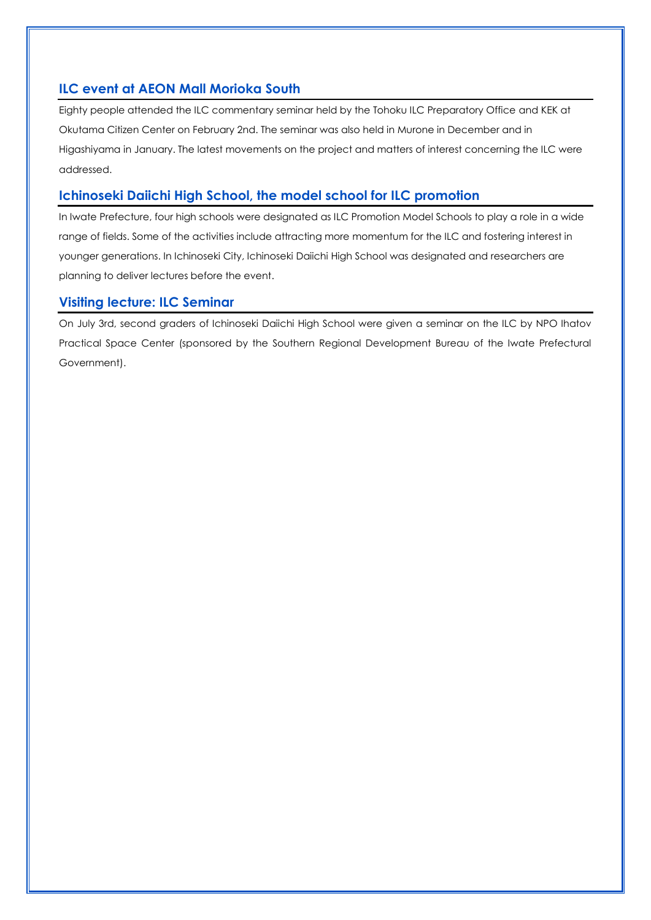## ILC event at AEON Mall Morioka South

Eighty people attended the ILC commentary seminar held by the Tohoku ILC Preparatory Office and KEK at Okutama Citizen Center on February 2nd. The seminar was also held in Murone in December and in Higashiyama in January. The latest movements on the project and matters of interest concerning the ILC were addressed.

## Ichinoseki Daiichi High School, the model school for ILC promotion

In Iwate Prefecture, four high schools were designated as ILC Promotion Model Schools to play a role in a wide range of fields. Some of the activities include attracting more momentum for the ILC and fostering interest in younger generations. In Ichinoseki City, Ichinoseki Daiichi High School was designated and researchers are planning to deliver lectures before the event.

## Visiting lecture: ILC Seminar

On July 3rd, second graders of Ichinoseki Daiichi High School were given a seminar on the ILC by NPO Ihatov Practical Space Center (sponsored by the Southern Regional Development Bureau of the Iwate Prefectural Government).